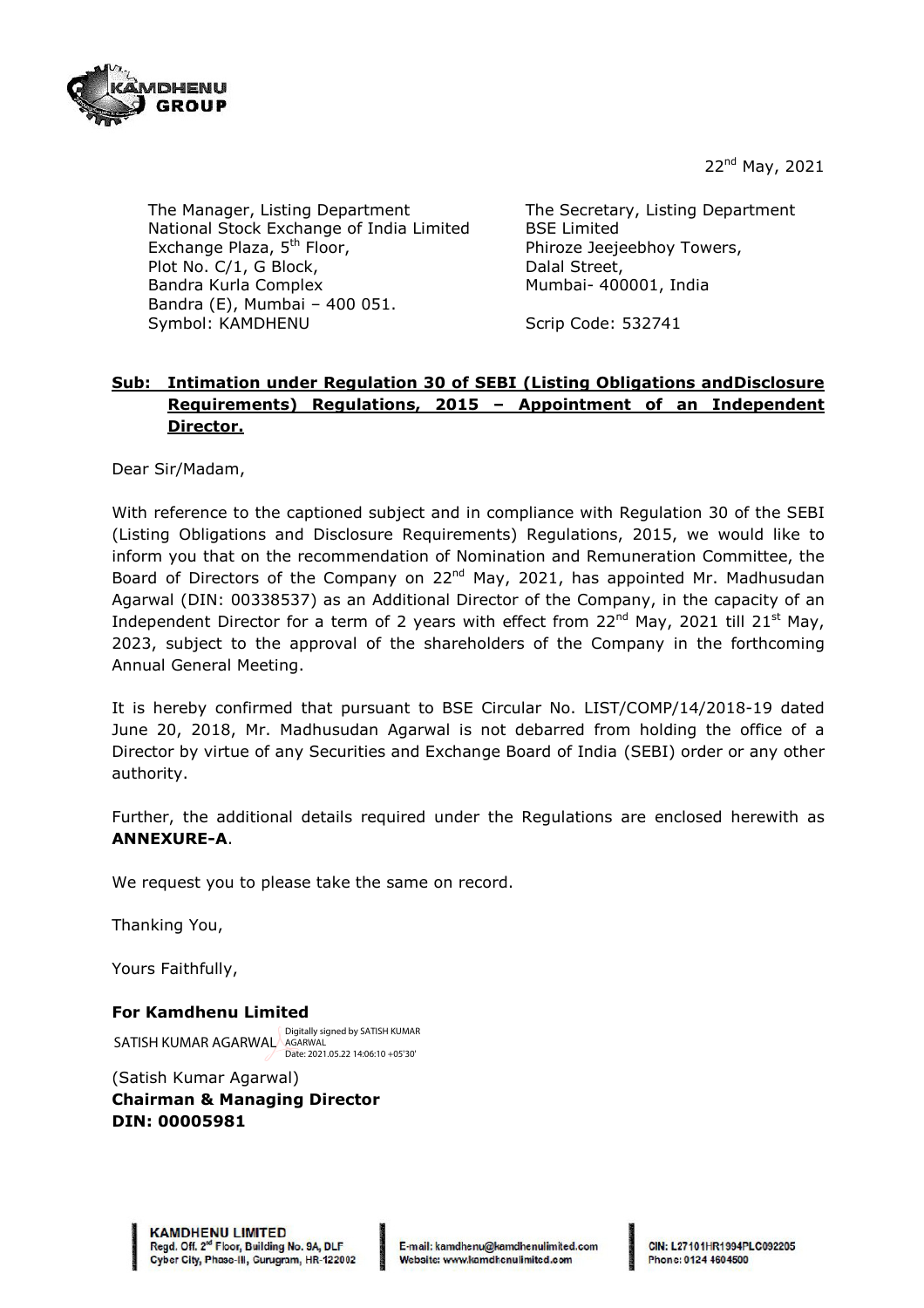22nd May, 2021

The Manager, Listing Department
National Stock Exchange of India Limited
Exchange Plaza, 5th Floor,
Plot No. C/1, G Block,
Bandra Kurla Complex
Bandra (E), Mumbai – 400 051.
Symbol: KAMDHENU

The Secretary, Listing Department
BSE Limited
Phiroze Jeejeebhoy Towers,
Dalal Street,
Mumbai- 400001, India

Scrip Code: 532741

**Sub: Intimation under Regulation 30 of SEBI (Listing Obligations andDisclosure Requirements) Regulations, 2015 – Appointment of an Independent Director.**

Dear Sir/Madam,

With reference to the captioned subject and in compliance with Regulation 30 of the SEBI (Listing Obligations and Disclosure Requirements) Regulations, 2015, we would like to inform you that on the recommendation of Nomination and Remuneration Committee, the Board of Directors of the Company on 22nd May, 2021, has appointed Mr. Madhusudan Agarwal (DIN: 00338537) as an Additional Director of the Company, in the capacity of an Independent Director for a term of 2 years with effect from 22nd May, 2021 till 21st May, 2023, subject to the approval of the shareholders of the Company in the forthcoming Annual General Meeting.

It is hereby confirmed that pursuant to BSE Circular No. LIST/COMP/14/2018-19 dated June 20, 2018, Mr. Madhusudan Agarwal is not debarred from holding the office of a Director by virtue of any Securities and Exchange Board of India (SEBI) order or any other authority.

Further, the additional details required under the Regulations are enclosed herewith as **ANNEXURE-A**.

We request you to please take the same on record.

Thanking You,

Yours Faithfully,

**For Kamdhenu Limited**

SATISH KUMAR AGARWAL
Digitally signed by SATISH KUMAR AGARWAL
Date: 2021.05.22 14:06:10 +05'30'

(Satish Kumar Agarwal)
**Chairman & Managing Director**
**DIN: 00005981**

**KAMDHENU LIMITED**
Regd. Off. 2nd Floor, Building No. 9A, DLF Cyber City, Phase-III, Gurugram, HR-122002
E-mail: kamdhenu@kamdhenulimited.com
Website: www.kamdhenulimited.com
CIN: L27101HR1994PLC092205
Phone: 0124 4604500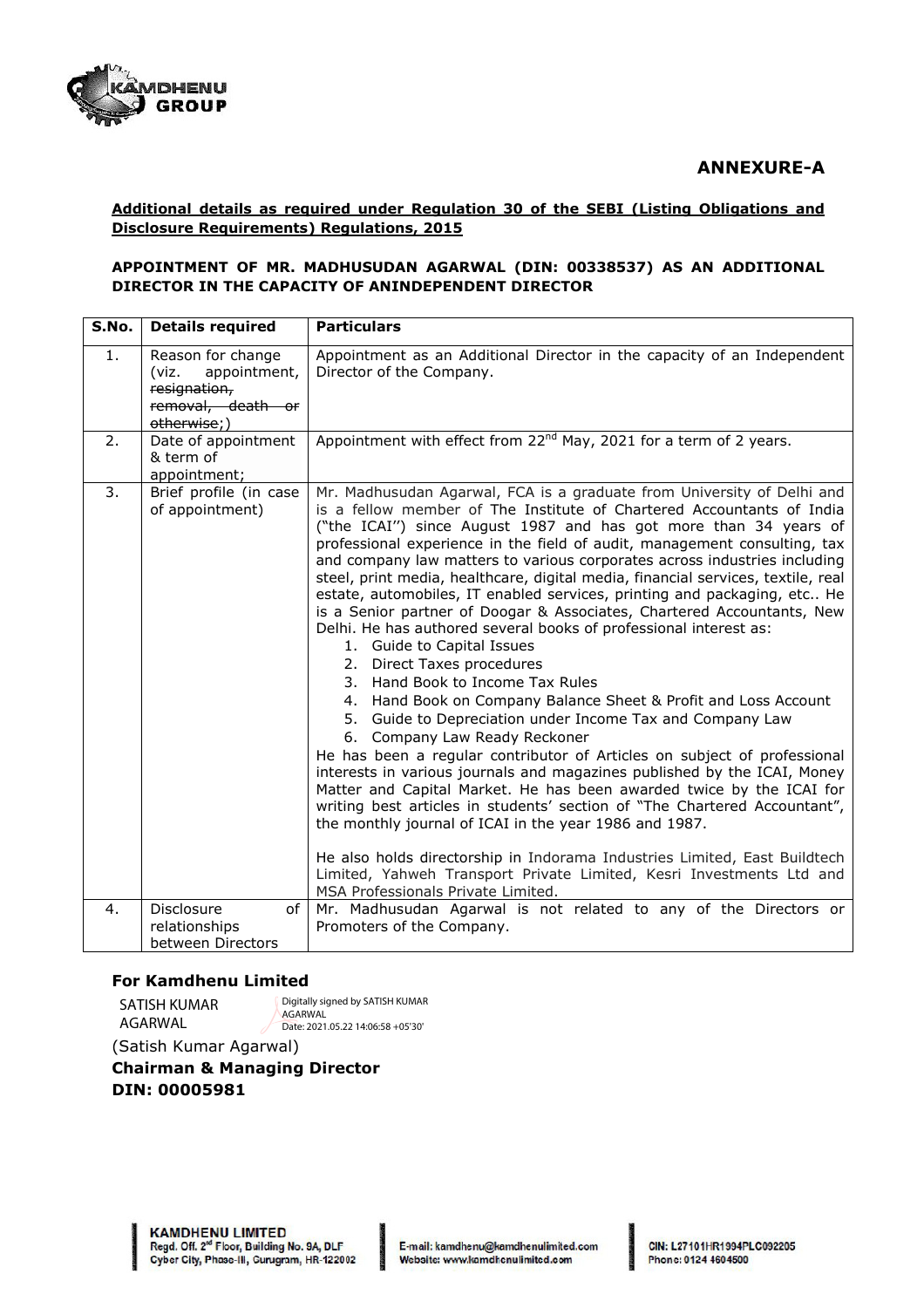## ANNEXURE-A

**Additional details as required under Regulation 30 of the SEBI (Listing Obligations and Disclosure Requirements) Regulations, 2015**

**APPOINTMENT OF MR. MADHUSUDAN AGARWAL (DIN: 00338537) AS AN ADDITIONAL DIRECTOR IN THE CAPACITY OF ANINDEPENDENT DIRECTOR**

| S.No. | Details required | Particulars |
|---|---|---|
| 1. | Reason for change (viz. appointment, ~~resignation, removal, death or otherwise~~;) | Appointment as an Additional Director in the capacity of an Independent Director of the Company. |
| 2. | Date of appointment & term of appointment; | Appointment with effect from 22nd May, 2021 for a term of 2 years. |
| 3. | Brief profile (in case of appointment) | Mr. Madhusudan Agarwal, FCA is a graduate from University of Delhi and is a fellow member of The Institute of Chartered Accountants of India ("the ICAI'') since August 1987 and has got more than 34 years of professional experience in the field of audit, management consulting, tax and company law matters to various corporates across industries including steel, print media, healthcare, digital media, financial services, textile, real estate, automobiles, IT enabled services, printing and packaging, etc.. He is a Senior partner of Doogar & Associates, Chartered Accountants, New Delhi. He has authored several books of professional interest as:<br>1. Guide to Capital Issues<br>2. Direct Taxes procedures<br>3. Hand Book to Income Tax Rules<br>4. Hand Book on Company Balance Sheet & Profit and Loss Account<br>5. Guide to Depreciation under Income Tax and Company Law<br>6. Company Law Ready Reckoner<br>He has been a regular contributor of Articles on subject of professional interests in various journals and magazines published by the ICAI, Money Matter and Capital Market. He has been awarded twice by the ICAI for writing best articles in students' section of "The Chartered Accountant", the monthly journal of ICAI in the year 1986 and 1987.<br><br>He also holds directorship in Indorama Industries Limited, East Buildtech Limited, Yahweh Transport Private Limited, Kesri Investments Ltd and MSA Professionals Private Limited. |
| 4. | Disclosure of relationships between Directors | Mr. Madhusudan Agarwal is not related to any of the Directors or Promoters of the Company. |

**For Kamdhenu Limited**

SATISH KUMAR AGARWAL
Digitally signed by SATISH KUMAR AGARWAL
Date: 2021.05.22 14:06:58 +05'30'

(Satish Kumar Agarwal)
**Chairman & Managing Director**
**DIN: 00005981**